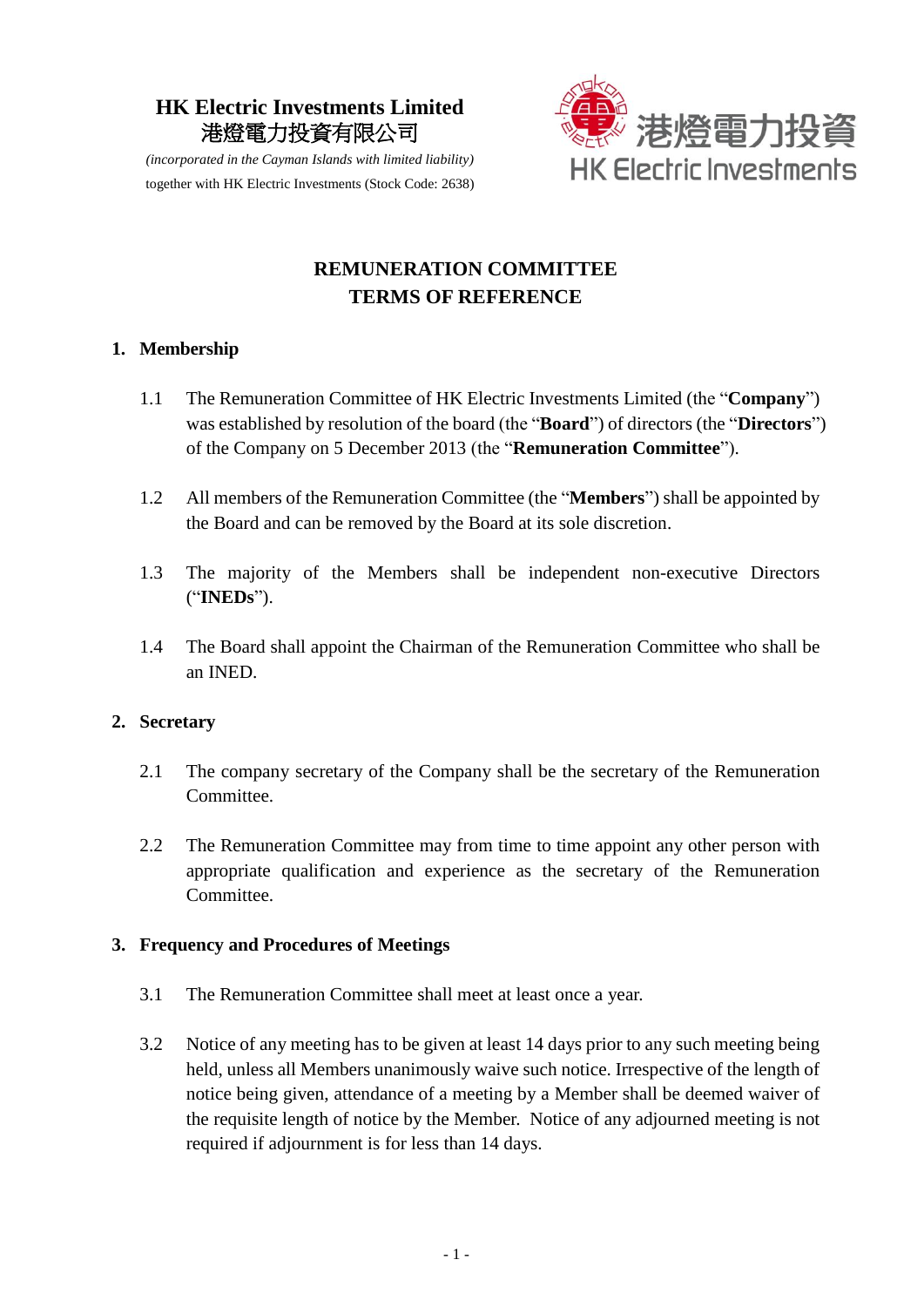**HK Electric Investments Limited**
**港燈電力投資有限公司**

*(incorporated in the Cayman Islands with limited liability)*

together with HK Electric Investments (Stock Code: 2638)

# REMUNERATION COMMITTEE TERMS OF REFERENCE

## 1. Membership

1.1 The Remuneration Committee of HK Electric Investments Limited (the "**Company**") was established by resolution of the board (the "**Board**") of directors (the "**Directors**") of the Company on 5 December 2013 (the "**Remuneration Committee**").

1.2 All members of the Remuneration Committee (the "**Members**") shall be appointed by the Board and can be removed by the Board at its sole discretion.

1.3 The majority of the Members shall be independent non-executive Directors ("**INEDs**").

1.4 The Board shall appoint the Chairman of the Remuneration Committee who shall be an INED.

## 2. Secretary

2.1 The company secretary of the Company shall be the secretary of the Remuneration Committee.

2.2 The Remuneration Committee may from time to time appoint any other person with appropriate qualification and experience as the secretary of the Remuneration Committee.

## 3. Frequency and Procedures of Meetings

3.1 The Remuneration Committee shall meet at least once a year.

3.2 Notice of any meeting has to be given at least 14 days prior to any such meeting being held, unless all Members unanimously waive such notice. Irrespective of the length of notice being given, attendance of a meeting by a Member shall be deemed waiver of the requisite length of notice by the Member. Notice of any adjourned meeting is not required if adjournment is for less than 14 days.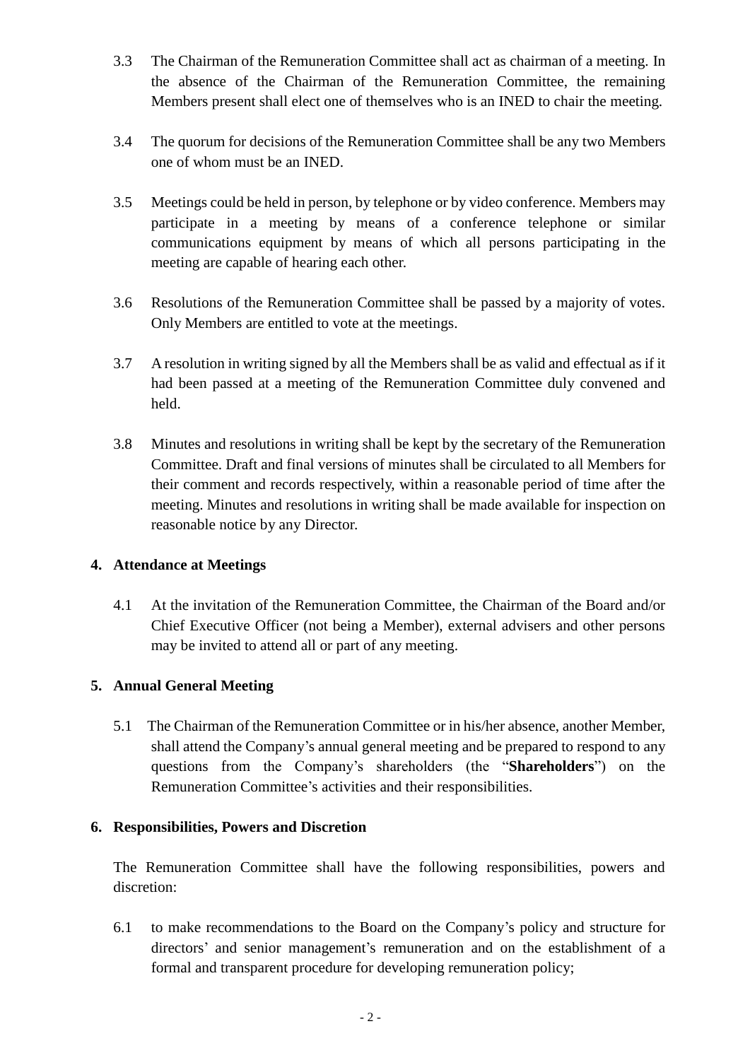3.3 The Chairman of the Remuneration Committee shall act as chairman of a meeting. In the absence of the Chairman of the Remuneration Committee, the remaining Members present shall elect one of themselves who is an INED to chair the meeting.

3.4 The quorum for decisions of the Remuneration Committee shall be any two Members one of whom must be an INED.

3.5 Meetings could be held in person, by telephone or by video conference. Members may participate in a meeting by means of a conference telephone or similar communications equipment by means of which all persons participating in the meeting are capable of hearing each other.

3.6 Resolutions of the Remuneration Committee shall be passed by a majority of votes. Only Members are entitled to vote at the meetings.

3.7 A resolution in writing signed by all the Members shall be as valid and effectual as if it had been passed at a meeting of the Remuneration Committee duly convened and held.

3.8 Minutes and resolutions in writing shall be kept by the secretary of the Remuneration Committee. Draft and final versions of minutes shall be circulated to all Members for their comment and records respectively, within a reasonable period of time after the meeting. Minutes and resolutions in writing shall be made available for inspection on reasonable notice by any Director.

## 4. Attendance at Meetings

4.1 At the invitation of the Remuneration Committee, the Chairman of the Board and/or Chief Executive Officer (not being a Member), external advisers and other persons may be invited to attend all or part of any meeting.

## 5. Annual General Meeting

5.1 The Chairman of the Remuneration Committee or in his/her absence, another Member, shall attend the Company's annual general meeting and be prepared to respond to any questions from the Company's shareholders (the "**Shareholders**") on the Remuneration Committee's activities and their responsibilities.

## 6. Responsibilities, Powers and Discretion

The Remuneration Committee shall have the following responsibilities, powers and discretion:

6.1 to make recommendations to the Board on the Company's policy and structure for directors' and senior management's remuneration and on the establishment of a formal and transparent procedure for developing remuneration policy;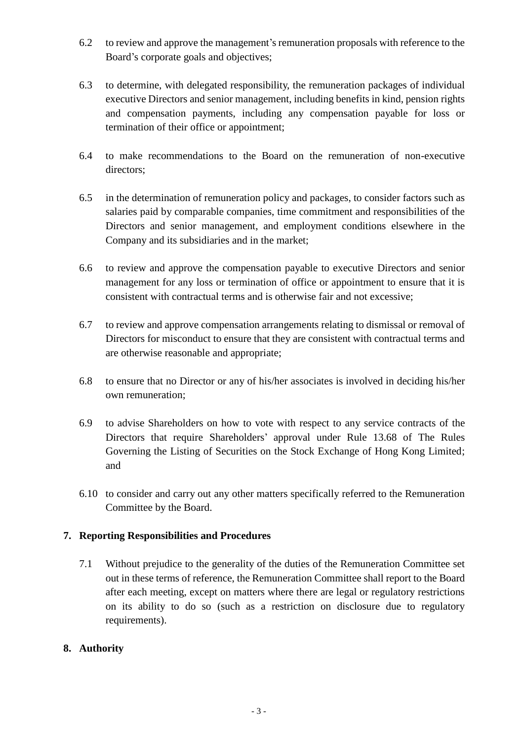6.2 to review and approve the management's remuneration proposals with reference to the Board's corporate goals and objectives;

6.3 to determine, with delegated responsibility, the remuneration packages of individual executive Directors and senior management, including benefits in kind, pension rights and compensation payments, including any compensation payable for loss or termination of their office or appointment;

6.4 to make recommendations to the Board on the remuneration of non-executive directors;

6.5 in the determination of remuneration policy and packages, to consider factors such as salaries paid by comparable companies, time commitment and responsibilities of the Directors and senior management, and employment conditions elsewhere in the Company and its subsidiaries and in the market;

6.6 to review and approve the compensation payable to executive Directors and senior management for any loss or termination of office or appointment to ensure that it is consistent with contractual terms and is otherwise fair and not excessive;

6.7 to review and approve compensation arrangements relating to dismissal or removal of Directors for misconduct to ensure that they are consistent with contractual terms and are otherwise reasonable and appropriate;

6.8 to ensure that no Director or any of his/her associates is involved in deciding his/her own remuneration;

6.9 to advise Shareholders on how to vote with respect to any service contracts of the Directors that require Shareholders' approval under Rule 13.68 of The Rules Governing the Listing of Securities on the Stock Exchange of Hong Kong Limited; and

6.10 to consider and carry out any other matters specifically referred to the Remuneration Committee by the Board.

## 7. Reporting Responsibilities and Procedures

7.1 Without prejudice to the generality of the duties of the Remuneration Committee set out in these terms of reference, the Remuneration Committee shall report to the Board after each meeting, except on matters where there are legal or regulatory restrictions on its ability to do so (such as a restriction on disclosure due to regulatory requirements).

## 8. Authority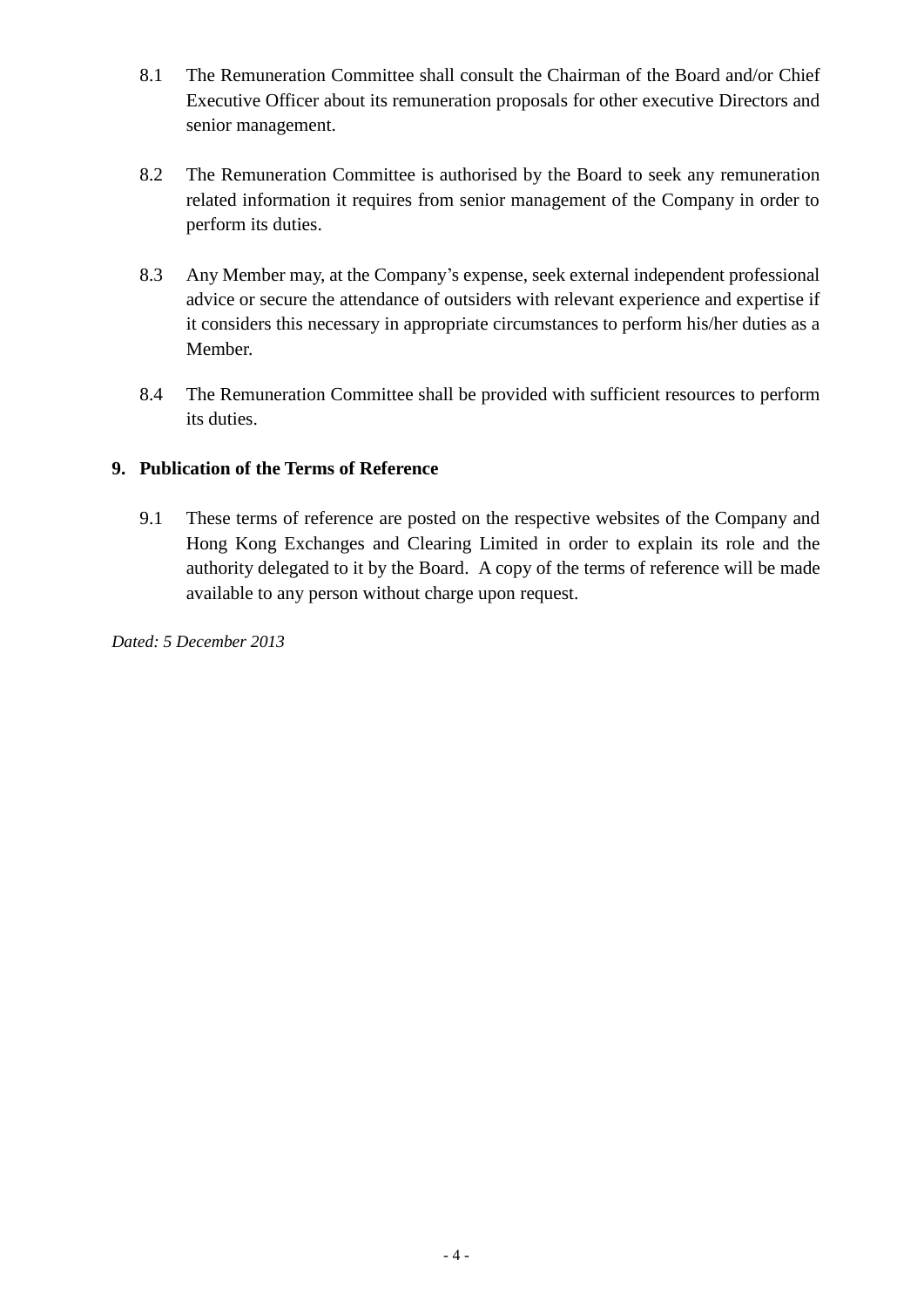8.1 The Remuneration Committee shall consult the Chairman of the Board and/or Chief Executive Officer about its remuneration proposals for other executive Directors and senior management.

8.2 The Remuneration Committee is authorised by the Board to seek any remuneration related information it requires from senior management of the Company in order to perform its duties.

8.3 Any Member may, at the Company's expense, seek external independent professional advice or secure the attendance of outsiders with relevant experience and expertise if it considers this necessary in appropriate circumstances to perform his/her duties as a Member.

8.4 The Remuneration Committee shall be provided with sufficient resources to perform its duties.

**9. Publication of the Terms of Reference**

9.1 These terms of reference are posted on the respective websites of the Company and Hong Kong Exchanges and Clearing Limited in order to explain its role and the authority delegated to it by the Board. A copy of the terms of reference will be made available to any person without charge upon request.

*Dated: 5 December 2013*